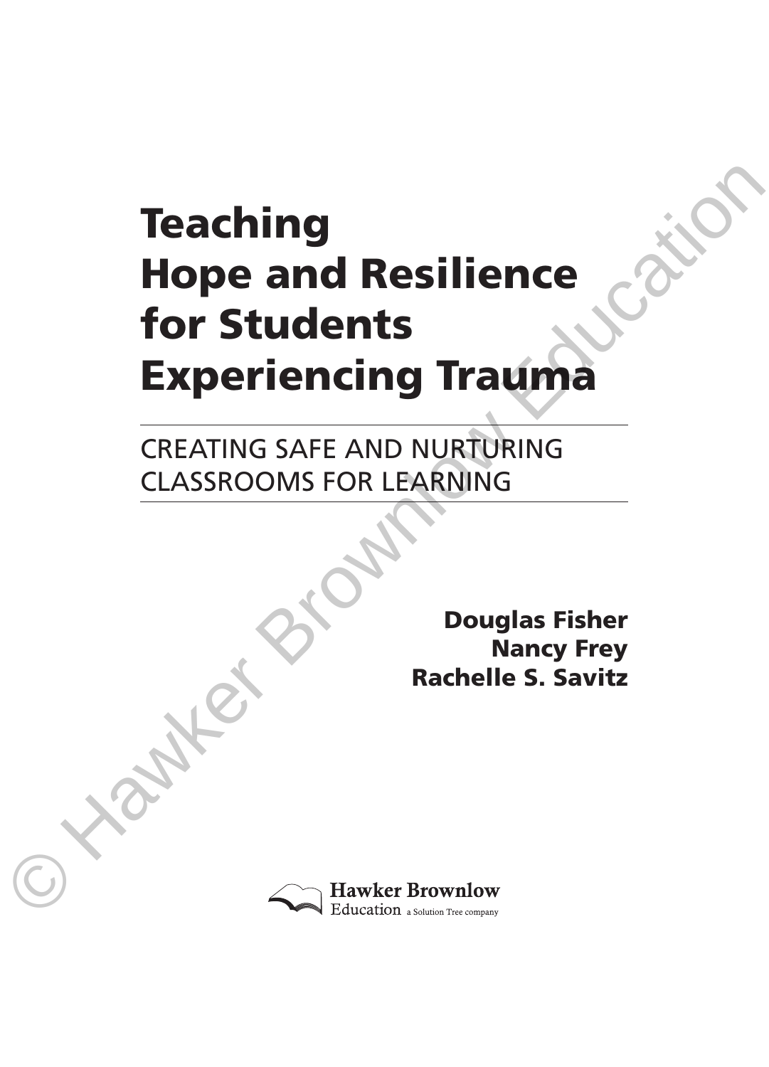# Teaching Hope and Resilience for Students Experiencing Trauma

## CREATING SAFE AND NURTURING CLASSROOMS FOR LEARNING

**Douglas Fisher**
**Nancy Frey**
**Rachelle S. Savitz**

Hawker Brownlow Education a Solution Tree company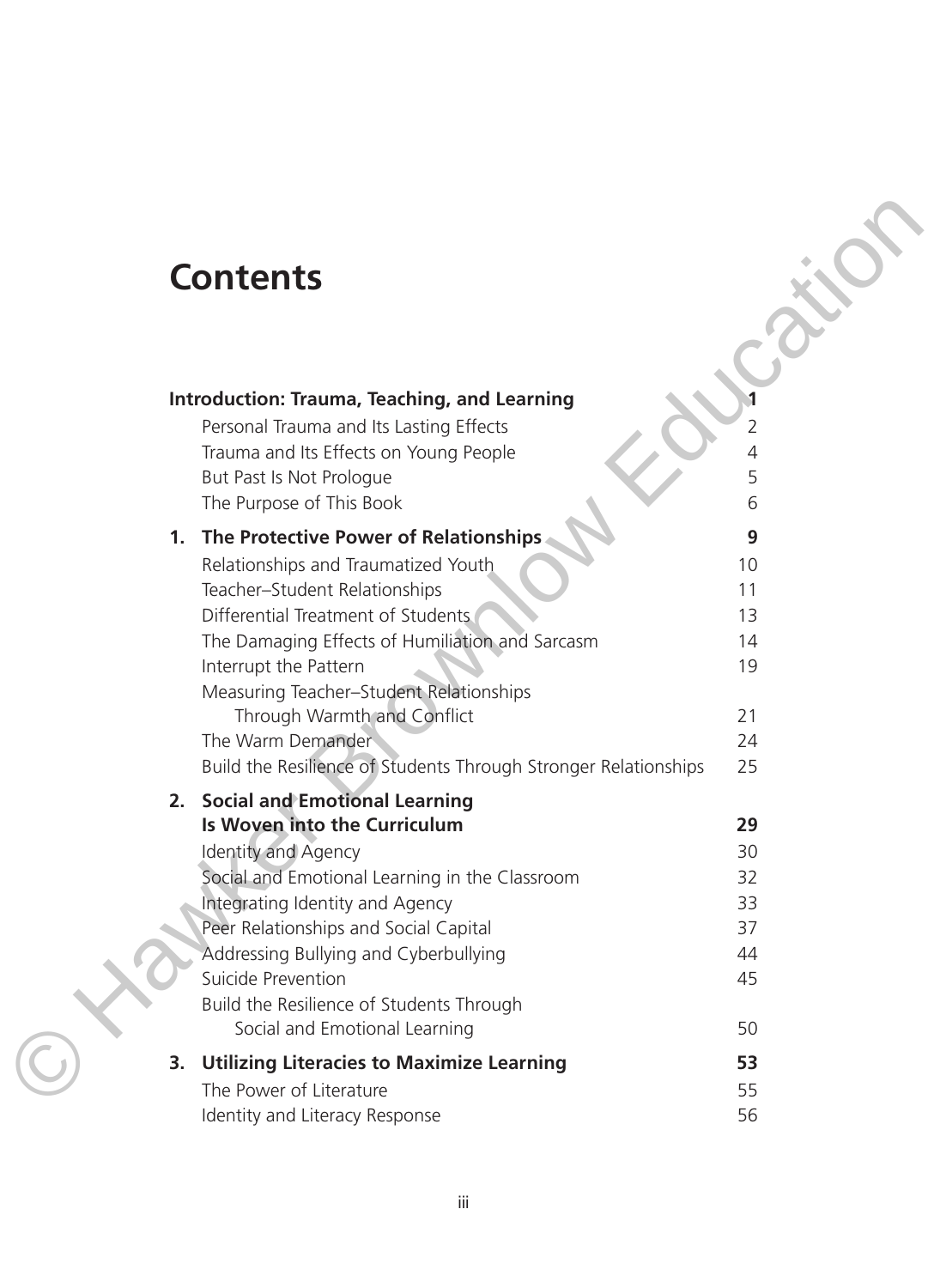# Contents

**Introduction: Trauma, Teaching, and Learning** **1**

- Personal Trauma and Its Lasting Effects 2
- Trauma and Its Effects on Young People 4
- But Past Is Not Prologue 5
- The Purpose of This Book 6

**1. The Protective Power of Relationships** **9**

- Relationships and Traumatized Youth 10
- Teacher–Student Relationships 11
- Differential Treatment of Students 13
- The Damaging Effects of Humiliation and Sarcasm 14
- Interrupt the Pattern 19
- Measuring Teacher–Student Relationships Through Warmth and Conflict 21
- The Warm Demander 24
- Build the Resilience of Students Through Stronger Relationships 25

**2. Social and Emotional Learning Is Woven into the Curriculum** **29**

- Identity and Agency 30
- Social and Emotional Learning in the Classroom 32
- Integrating Identity and Agency 33
- Peer Relationships and Social Capital 37
- Addressing Bullying and Cyberbullying 44
- Suicide Prevention 45
- Build the Resilience of Students Through Social and Emotional Learning 50

**3. Utilizing Literacies to Maximize Learning** **53**

- The Power of Literature 55
- Identity and Literacy Response 56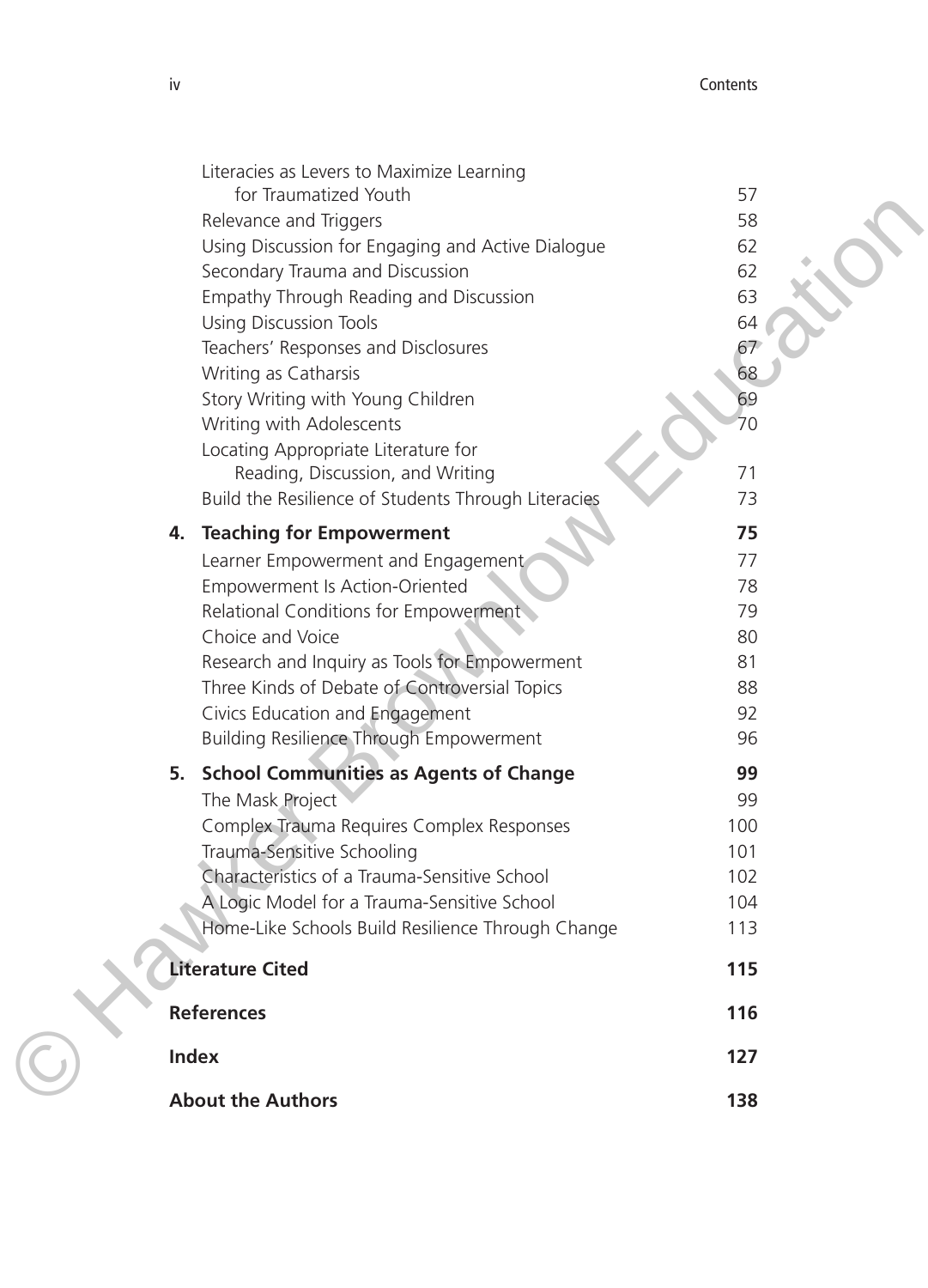Literacies as Levers to Maximize Learning for Traumatized Youth 57
Relevance and Triggers 58
Using Discussion for Engaging and Active Dialogue 62
Secondary Trauma and Discussion 62
Empathy Through Reading and Discussion 63
Using Discussion Tools 64
Teachers' Responses and Disclosures 67
Writing as Catharsis 68
Story Writing with Young Children 69
Writing with Adolescents 70
Locating Appropriate Literature for Reading, Discussion, and Writing 71
Build the Resilience of Students Through Literacies 73

**4. Teaching for Empowerment** **75**

Learner Empowerment and Engagement 77
Empowerment Is Action-Oriented 78
Relational Conditions for Empowerment 79
Choice and Voice 80
Research and Inquiry as Tools for Empowerment 81
Three Kinds of Debate of Controversial Topics 88
Civics Education and Engagement 92
Building Resilience Through Empowerment 96

**5. School Communities as Agents of Change** **99**

The Mask Project 99
Complex Trauma Requires Complex Responses 100
Trauma-Sensitive Schooling 101
Characteristics of a Trauma-Sensitive School 102
A Logic Model for a Trauma-Sensitive School 104
Home-Like Schools Build Resilience Through Change 113

**Literature Cited** **115**

**References** **116**

**Index** **127**

**About the Authors** **138**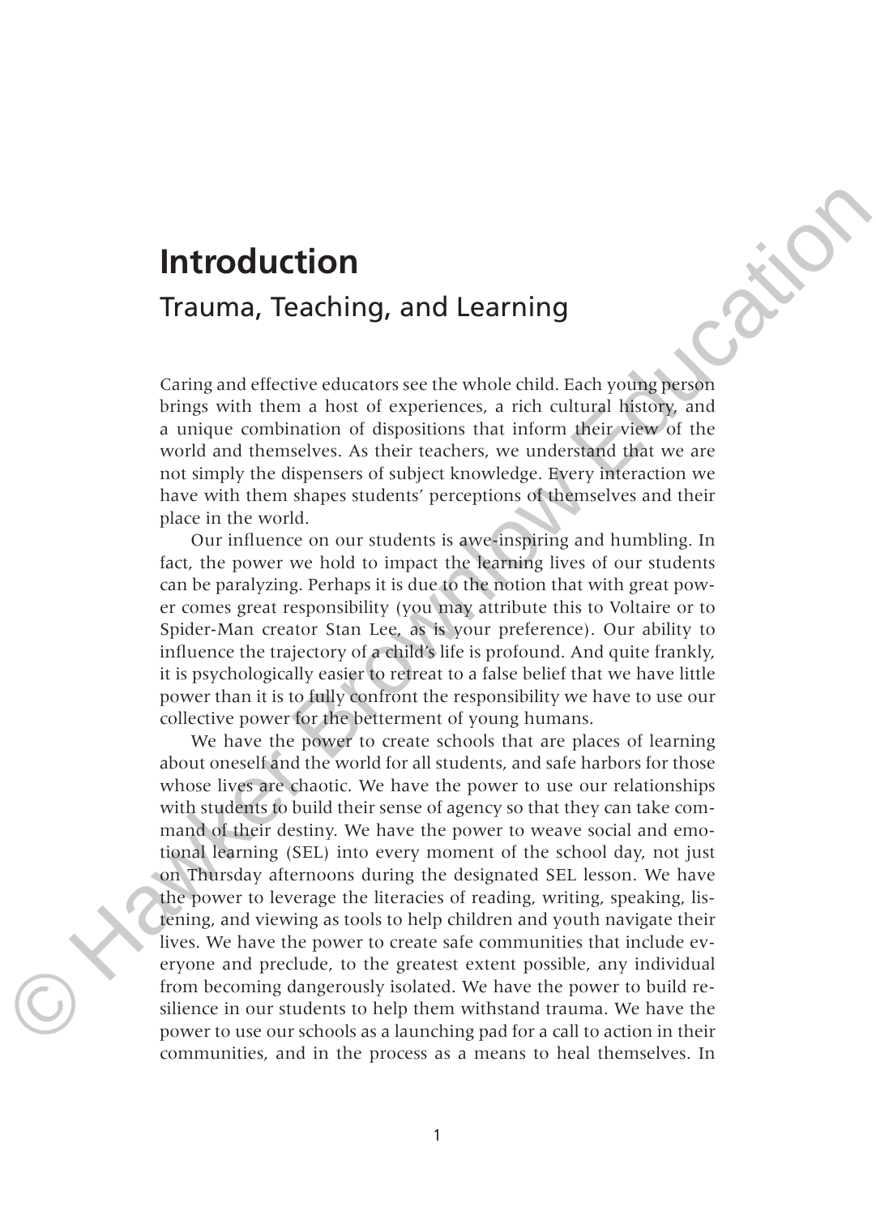# Introduction

## Trauma, Teaching, and Learning

Caring and effective educators see the whole child. Each young person brings with them a host of experiences, a rich cultural history, and a unique combination of dispositions that inform their view of the world and themselves. As their teachers, we understand that we are not simply the dispensers of subject knowledge. Every interaction we have with them shapes students' perceptions of themselves and their place in the world.

Our influence on our students is awe-inspiring and humbling. In fact, the power we hold to impact the learning lives of our students can be paralyzing. Perhaps it is due to the notion that with great power comes great responsibility (you may attribute this to Voltaire or to Spider-Man creator Stan Lee, as is your preference). Our ability to influence the trajectory of a child's life is profound. And quite frankly, it is psychologically easier to retreat to a false belief that we have little power than it is to fully confront the responsibility we have to use our collective power for the betterment of young humans.

We have the power to create schools that are places of learning about oneself and the world for all students, and safe harbors for those whose lives are chaotic. We have the power to use our relationships with students to build their sense of agency so that they can take command of their destiny. We have the power to weave social and emotional learning (SEL) into every moment of the school day, not just on Thursday afternoons during the designated SEL lesson. We have the power to leverage the literacies of reading, writing, speaking, listening, and viewing as tools to help children and youth navigate their lives. We have the power to create safe communities that include everyone and preclude, to the greatest extent possible, any individual from becoming dangerously isolated. We have the power to build resilience in our students to help them withstand trauma. We have the power to use our schools as a launching pad for a call to action in their communities, and in the process as a means to heal themselves. In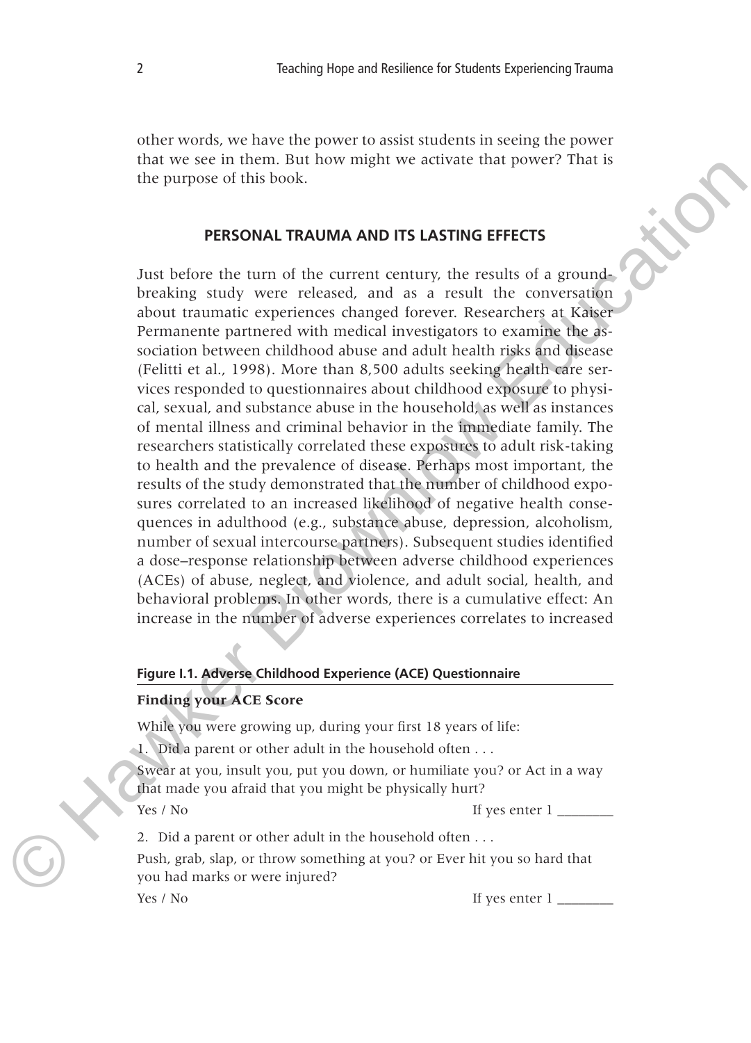other words, we have the power to assist students in seeing the power that we see in them. But how might we activate that power? That is the purpose of this book.

## PERSONAL TRAUMA AND ITS LASTING EFFECTS

Just before the turn of the current century, the results of a groundbreaking study were released, and as a result the conversation about traumatic experiences changed forever. Researchers at Kaiser Permanente partnered with medical investigators to examine the association between childhood abuse and adult health risks and disease (Felitti et al., 1998). More than 8,500 adults seeking health care services responded to questionnaires about childhood exposure to physical, sexual, and substance abuse in the household, as well as instances of mental illness and criminal behavior in the immediate family. The researchers statistically correlated these exposures to adult risk-taking to health and the prevalence of disease. Perhaps most important, the results of the study demonstrated that the number of childhood exposures correlated to an increased likelihood of negative health consequences in adulthood (e.g., substance abuse, depression, alcoholism, number of sexual intercourse partners). Subsequent studies identified a dose–response relationship between adverse childhood experiences (ACEs) of abuse, neglect, and violence, and adult social, health, and behavioral problems. In other words, there is a cumulative effect: An increase in the number of adverse experiences correlates to increased

**Figure I.1. Adverse Childhood Experience (ACE) Questionnaire**

**Finding your ACE Score**

While you were growing up, during your first 18 years of life:

1. Did a parent or other adult in the household often . . .

Swear at you, insult you, put you down, or humiliate you? or Act in a way that made you afraid that you might be physically hurt?

Yes / No If yes enter 1 ________

2. Did a parent or other adult in the household often . . .

Push, grab, slap, or throw something at you? or Ever hit you so hard that you had marks or were injured?

Yes / No If yes enter 1 ________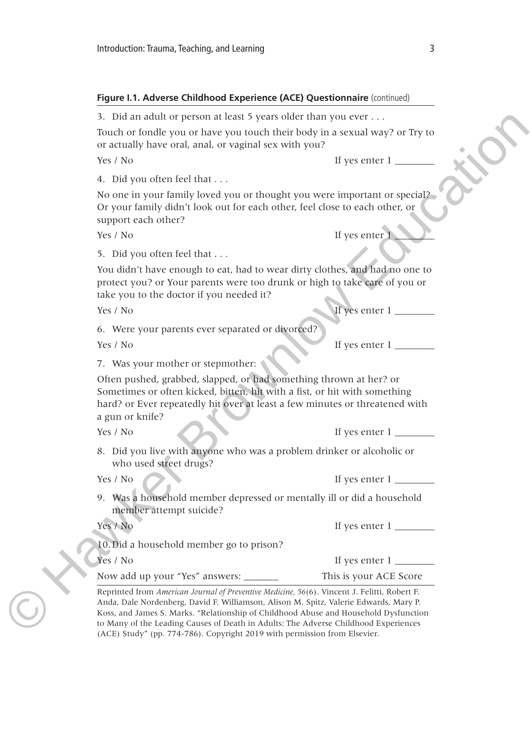**Figure I.1. Adverse Childhood Experience (ACE) Questionnaire** (continued)

3. Did an adult or person at least 5 years older than you ever . . .

Touch or fondle you or have you touch their body in a sexual way? or Try to or actually have oral, anal, or vaginal sex with you?

Yes / No — If yes enter 1 ________

4. Did you often feel that . . .

No one in your family loved you or thought you were important or special? Or your family didn't look out for each other, feel close to each other, or support each other?

Yes / No — If yes enter 1 ________

5. Did you often feel that . . .

You didn't have enough to eat, had to wear dirty clothes, and had no one to protect you? or Your parents were too drunk or high to take care of you or take you to the doctor if you needed it?

Yes / No — If yes enter 1 ________

6. Were your parents ever separated or divorced?

Yes / No — If yes enter 1 ________

7. Was your mother or stepmother:

Often pushed, grabbed, slapped, or had something thrown at her? or Sometimes or often kicked, bitten, hit with a fist, or hit with something hard? or Ever repeatedly hit over at least a few minutes or threatened with a gun or knife?

Yes / No — If yes enter 1 ________

8. Did you live with anyone who was a problem drinker or alcoholic or who used street drugs?

Yes / No — If yes enter 1 ________

9. Was a household member depressed or mentally ill or did a household member attempt suicide?

Yes / No — If yes enter 1 ________

10. Did a household member go to prison?

Yes / No — If yes enter 1 ________

Now add up your "Yes" answers: _______ — This is your ACE Score

Reprinted from *American Journal of Preventive Medicine, 56*(6). Vincent J. Felitti, Robert F. Anda, Dale Nordenberg, David F. Williamson, Alison M. Spitz, Valerie Edwards, Mary P. Koss, and James S. Marks. "Relationship of Childhood Abuse and Household Dysfunction to Many of the Leading Causes of Death in Adults: The Adverse Childhood Experiences (ACE) Study" (pp. 774-786). Copyright 2019 with permission from Elsevier.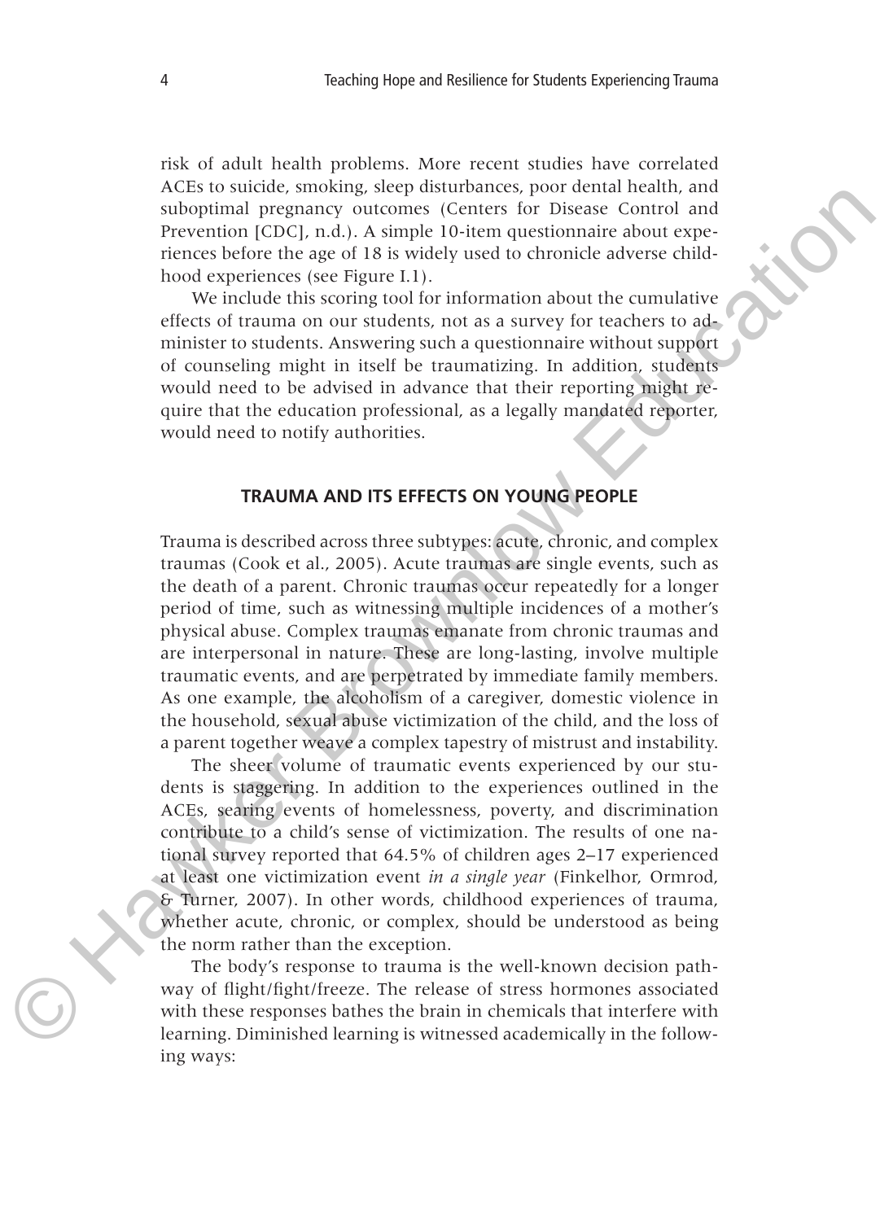risk of adult health problems. More recent studies have correlated ACEs to suicide, smoking, sleep disturbances, poor dental health, and suboptimal pregnancy outcomes (Centers for Disease Control and Prevention [CDC], n.d.). A simple 10-item questionnaire about experiences before the age of 18 is widely used to chronicle adverse childhood experiences (see Figure I.1).

We include this scoring tool for information about the cumulative effects of trauma on our students, not as a survey for teachers to administer to students. Answering such a questionnaire without support of counseling might in itself be traumatizing. In addition, students would need to be advised in advance that their reporting might require that the education professional, as a legally mandated reporter, would need to notify authorities.

## TRAUMA AND ITS EFFECTS ON YOUNG PEOPLE

Trauma is described across three subtypes: acute, chronic, and complex traumas (Cook et al., 2005). Acute traumas are single events, such as the death of a parent. Chronic traumas occur repeatedly for a longer period of time, such as witnessing multiple incidences of a mother's physical abuse. Complex traumas emanate from chronic traumas and are interpersonal in nature. These are long-lasting, involve multiple traumatic events, and are perpetrated by immediate family members. As one example, the alcoholism of a caregiver, domestic violence in the household, sexual abuse victimization of the child, and the loss of a parent together weave a complex tapestry of mistrust and instability.

The sheer volume of traumatic events experienced by our students is staggering. In addition to the experiences outlined in the ACEs, searing events of homelessness, poverty, and discrimination contribute to a child's sense of victimization. The results of one national survey reported that 64.5% of children ages 2–17 experienced at least one victimization event *in a single year* (Finkelhor, Ormrod, & Turner, 2007). In other words, childhood experiences of trauma, whether acute, chronic, or complex, should be understood as being the norm rather than the exception.

The body's response to trauma is the well-known decision pathway of flight/fight/freeze. The release of stress hormones associated with these responses bathes the brain in chemicals that interfere with learning. Diminished learning is witnessed academically in the following ways: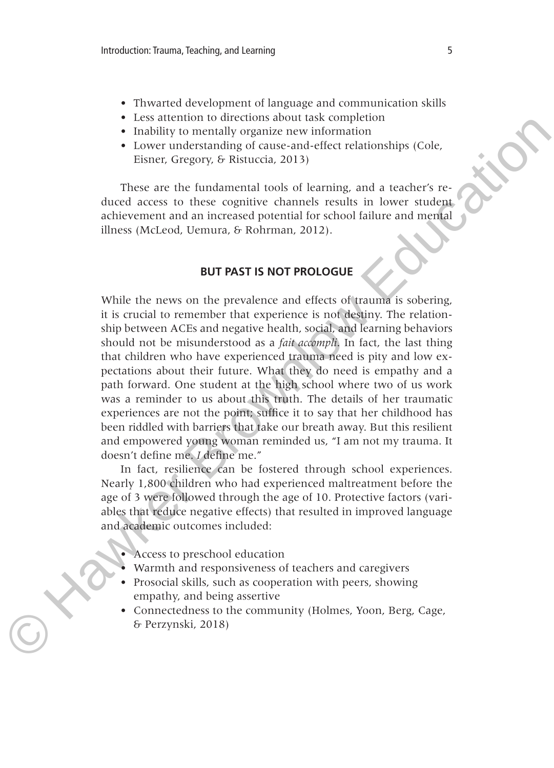- Thwarted development of language and communication skills
- Less attention to directions about task completion
- Inability to mentally organize new information
- Lower understanding of cause-and-effect relationships (Cole, Eisner, Gregory, & Ristuccia, 2013)

These are the fundamental tools of learning, and a teacher's reduced access to these cognitive channels results in lower student achievement and an increased potential for school failure and mental illness (McLeod, Uemura, & Rohrman, 2012).

## BUT PAST IS NOT PROLOGUE

While the news on the prevalence and effects of trauma is sobering, it is crucial to remember that experience is not destiny. The relationship between ACEs and negative health, social, and learning behaviors should not be misunderstood as a *fait accompli*. In fact, the last thing that children who have experienced trauma need is pity and low expectations about their future. What they do need is empathy and a path forward. One student at the high school where two of us work was a reminder to us about this truth. The details of her traumatic experiences are not the point; suffice it to say that her childhood has been riddled with barriers that take our breath away. But this resilient and empowered young woman reminded us, "I am not my trauma. It doesn't define me. *I* define me."

In fact, resilience can be fostered through school experiences. Nearly 1,800 children who had experienced maltreatment before the age of 3 were followed through the age of 10. Protective factors (variables that reduce negative effects) that resulted in improved language and academic outcomes included:

- Access to preschool education
- Warmth and responsiveness of teachers and caregivers
- Prosocial skills, such as cooperation with peers, showing empathy, and being assertive
- Connectedness to the community (Holmes, Yoon, Berg, Cage, & Perzynski, 2018)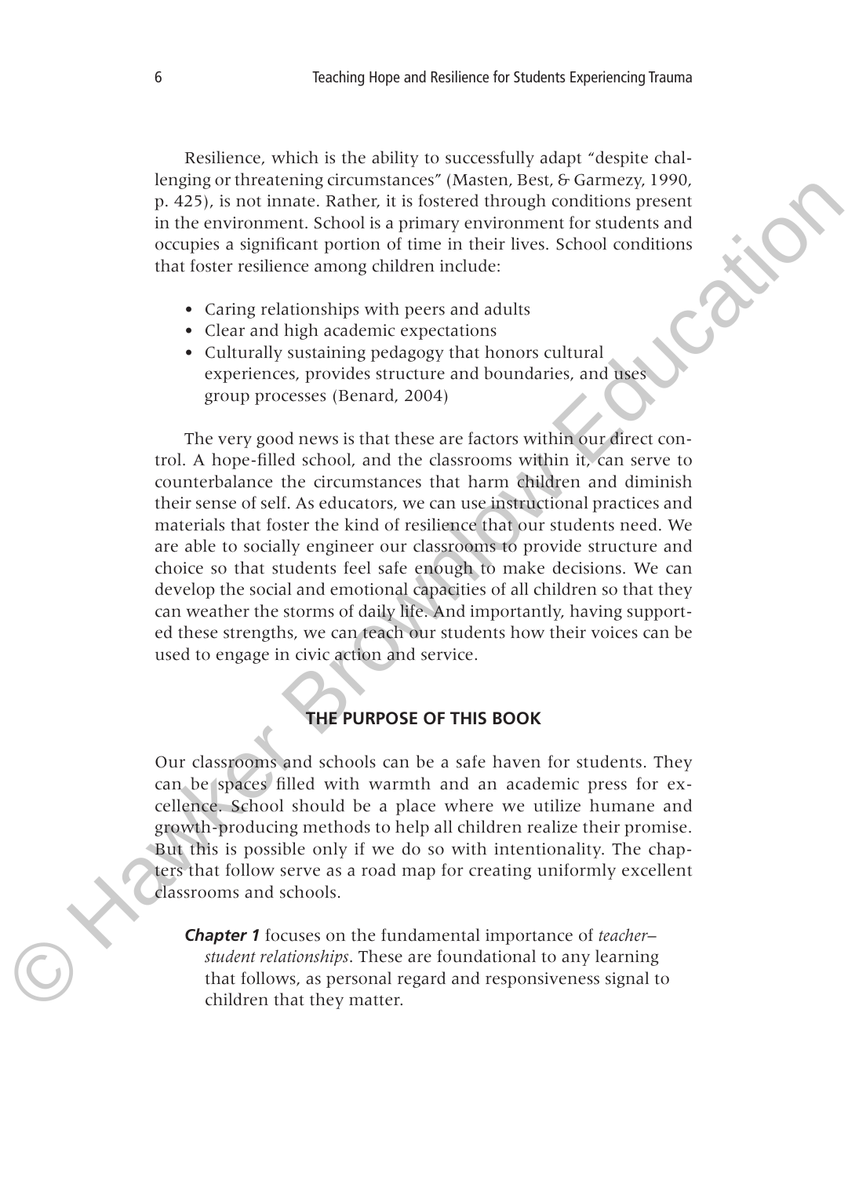Resilience, which is the ability to successfully adapt "despite challenging or threatening circumstances" (Masten, Best, & Garmezy, 1990, p. 425), is not innate. Rather, it is fostered through conditions present in the environment. School is a primary environment for students and occupies a significant portion of time in their lives. School conditions that foster resilience among children include:

- Caring relationships with peers and adults
- Clear and high academic expectations
- Culturally sustaining pedagogy that honors cultural experiences, provides structure and boundaries, and uses group processes (Benard, 2004)

The very good news is that these are factors within our direct control. A hope-filled school, and the classrooms within it, can serve to counterbalance the circumstances that harm children and diminish their sense of self. As educators, we can use instructional practices and materials that foster the kind of resilience that our students need. We are able to socially engineer our classrooms to provide structure and choice so that students feel safe enough to make decisions. We can develop the social and emotional capacities of all children so that they can weather the storms of daily life. And importantly, having supported these strengths, we can teach our students how their voices can be used to engage in civic action and service.

## THE PURPOSE OF THIS BOOK

Our classrooms and schools can be a safe haven for students. They can be spaces filled with warmth and an academic press for excellence. School should be a place where we utilize humane and growth-producing methods to help all children realize their promise. But this is possible only if we do so with intentionality. The chapters that follow serve as a road map for creating uniformly excellent classrooms and schools.

***Chapter 1*** focuses on the fundamental importance of *teacher–student relationships*. These are foundational to any learning that follows, as personal regard and responsiveness signal to children that they matter.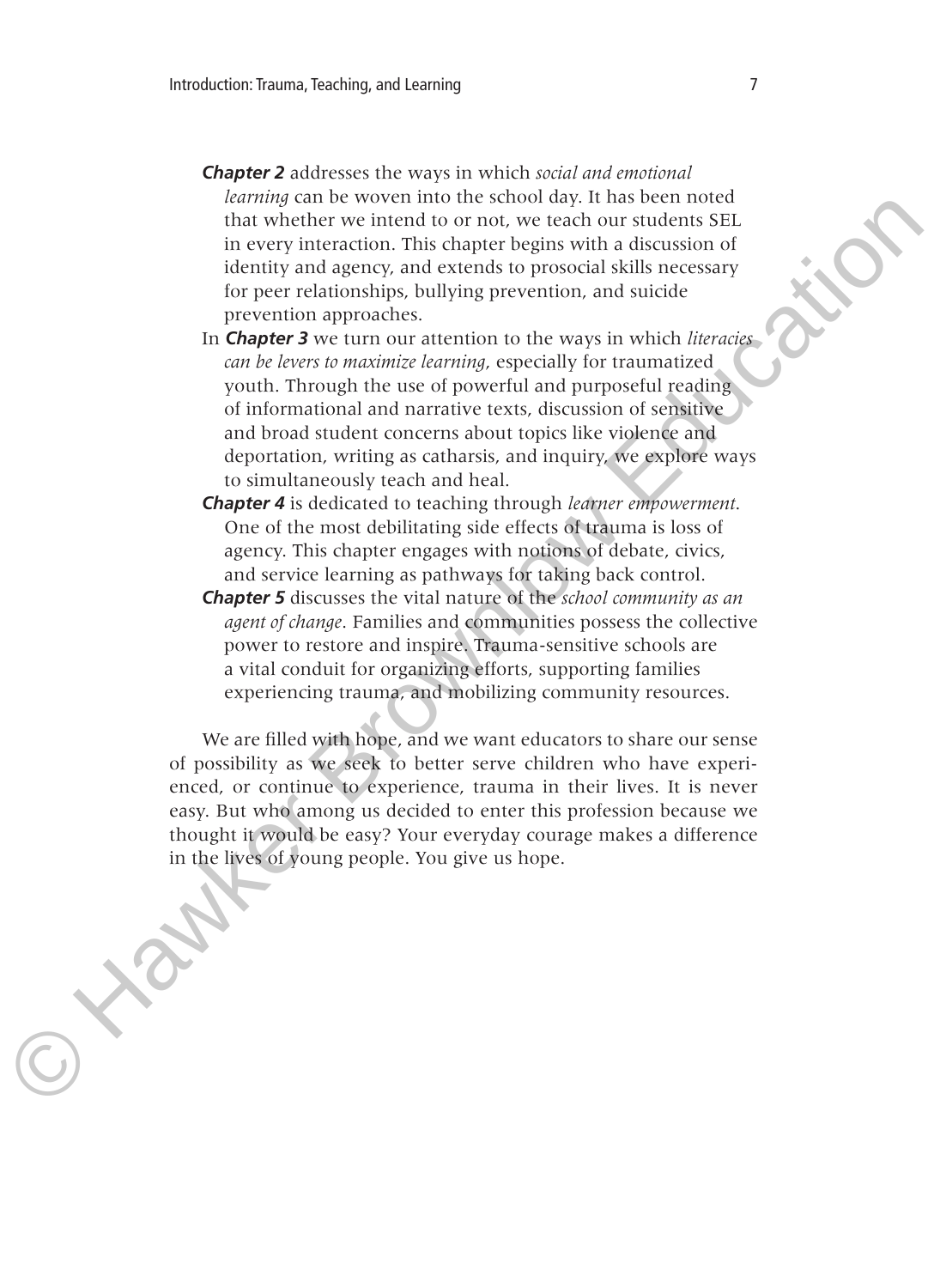***Chapter 2*** addresses the ways in which *social and emotional learning* can be woven into the school day. It has been noted that whether we intend to or not, we teach our students SEL in every interaction. This chapter begins with a discussion of identity and agency, and extends to prosocial skills necessary for peer relationships, bullying prevention, and suicide prevention approaches.

In ***Chapter 3*** we turn our attention to the ways in which *literacies can be levers to maximize learning*, especially for traumatized youth. Through the use of powerful and purposeful reading of informational and narrative texts, discussion of sensitive and broad student concerns about topics like violence and deportation, writing as catharsis, and inquiry, we explore ways to simultaneously teach and heal.

***Chapter 4*** is dedicated to teaching through *learner empowerment*. One of the most debilitating side effects of trauma is loss of agency. This chapter engages with notions of debate, civics, and service learning as pathways for taking back control.

***Chapter 5*** discusses the vital nature of the *school community as an agent of change*. Families and communities possess the collective power to restore and inspire. Trauma-sensitive schools are a vital conduit for organizing efforts, supporting families experiencing trauma, and mobilizing community resources.

We are filled with hope, and we want educators to share our sense of possibility as we seek to better serve children who have experienced, or continue to experience, trauma in their lives. It is never easy. But who among us decided to enter this profession because we thought it would be easy? Your everyday courage makes a difference in the lives of young people. You give us hope.